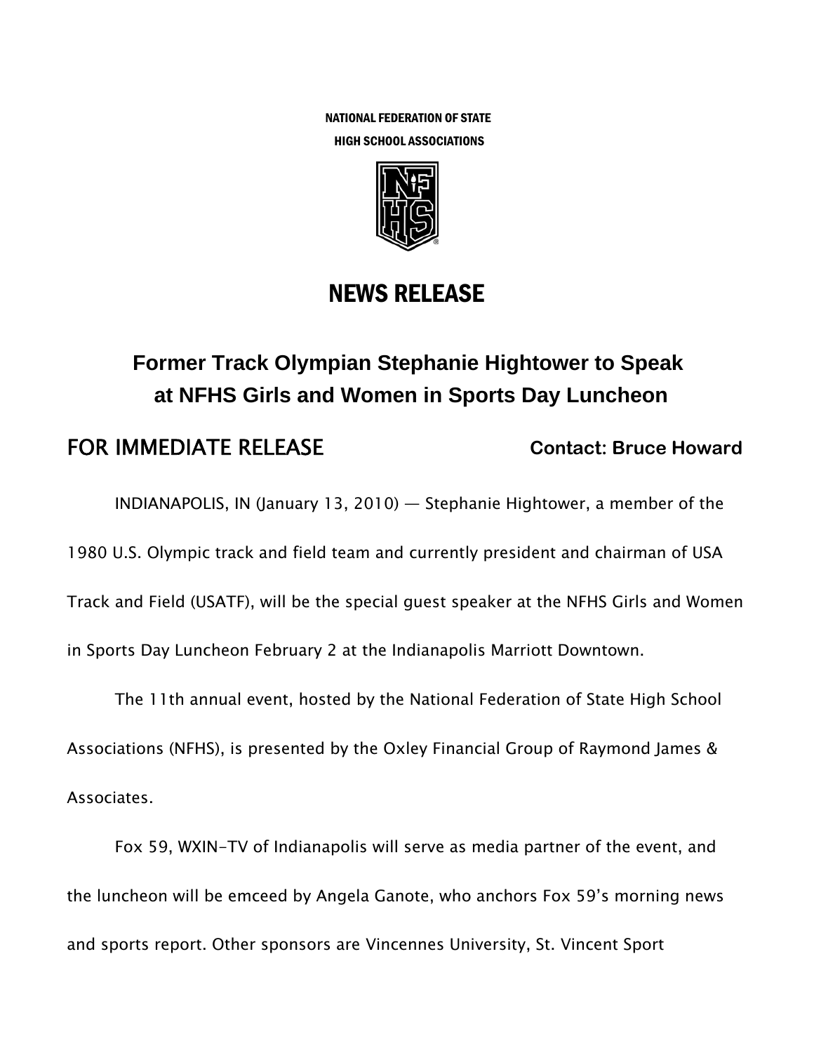NATIONAL FEDERATION OF STATE
HIGH SCHOOL ASSOCIATIONS

# NEWS RELEASE

## Former Track Olympian Stephanie Hightower to Speak at NFHS Girls and Women in Sports Day Luncheon

**FOR IMMEDIATE RELEASE** **Contact: Bruce Howard**

INDIANAPOLIS, IN (January 13, 2010) — Stephanie Hightower, a member of the 1980 U.S. Olympic track and field team and currently president and chairman of USA Track and Field (USATF), will be the special guest speaker at the NFHS Girls and Women in Sports Day Luncheon February 2 at the Indianapolis Marriott Downtown.

The 11th annual event, hosted by the National Federation of State High School Associations (NFHS), is presented by the Oxley Financial Group of Raymond James & Associates.

Fox 59, WXIN-TV of Indianapolis will serve as media partner of the event, and the luncheon will be emceed by Angela Ganote, who anchors Fox 59's morning news and sports report. Other sponsors are Vincennes University, St. Vincent Sport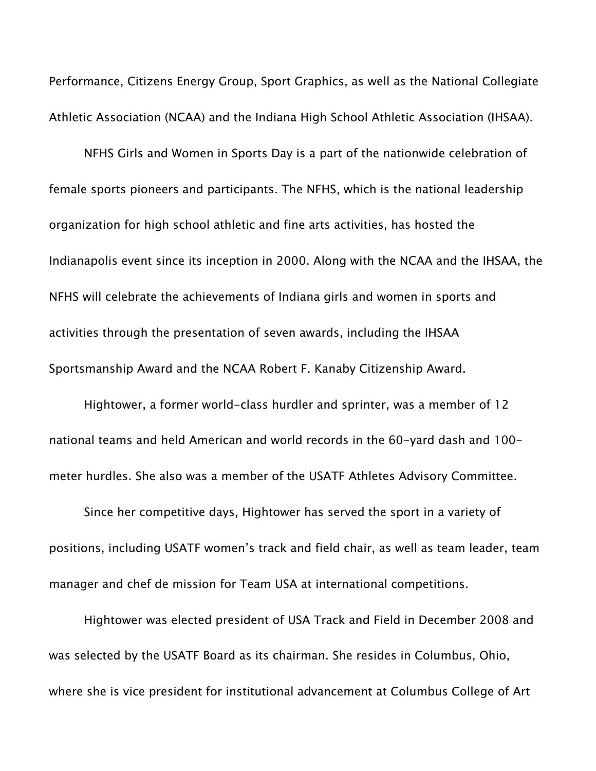Performance, Citizens Energy Group, Sport Graphics, as well as the National Collegiate Athletic Association (NCAA) and the Indiana High School Athletic Association (IHSAA).

NFHS Girls and Women in Sports Day is a part of the nationwide celebration of female sports pioneers and participants. The NFHS, which is the national leadership organization for high school athletic and fine arts activities, has hosted the Indianapolis event since its inception in 2000. Along with the NCAA and the IHSAA, the NFHS will celebrate the achievements of Indiana girls and women in sports and activities through the presentation of seven awards, including the IHSAA Sportsmanship Award and the NCAA Robert F. Kanaby Citizenship Award.

Hightower, a former world-class hurdler and sprinter, was a member of 12 national teams and held American and world records in the 60-yard dash and 100-meter hurdles. She also was a member of the USATF Athletes Advisory Committee.

Since her competitive days, Hightower has served the sport in a variety of positions, including USATF women's track and field chair, as well as team leader, team manager and chef de mission for Team USA at international competitions.

Hightower was elected president of USA Track and Field in December 2008 and was selected by the USATF Board as its chairman. She resides in Columbus, Ohio, where she is vice president for institutional advancement at Columbus College of Art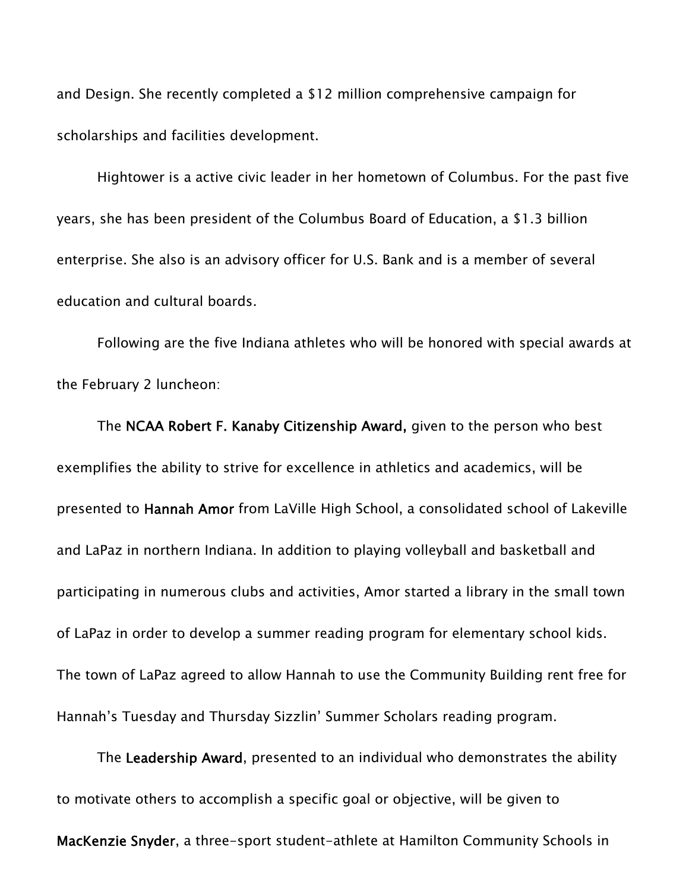and Design. She recently completed a $12 million comprehensive campaign for scholarships and facilities development.

Hightower is a active civic leader in her hometown of Columbus. For the past five years, she has been president of the Columbus Board of Education, a $1.3 billion enterprise. She also is an advisory officer for U.S. Bank and is a member of several education and cultural boards.

Following are the five Indiana athletes who will be honored with special awards at the February 2 luncheon:

The **NCAA Robert F. Kanaby Citizenship Award,** given to the person who best exemplifies the ability to strive for excellence in athletics and academics, will be presented to **Hannah Amor** from LaVille High School, a consolidated school of Lakeville and LaPaz in northern Indiana. In addition to playing volleyball and basketball and participating in numerous clubs and activities, Amor started a library in the small town of LaPaz in order to develop a summer reading program for elementary school kids. The town of LaPaz agreed to allow Hannah to use the Community Building rent free for Hannah's Tuesday and Thursday Sizzlin' Summer Scholars reading program.

The **Leadership Award**, presented to an individual who demonstrates the ability to motivate others to accomplish a specific goal or objective, will be given to **MacKenzie Snyder**, a three-sport student-athlete at Hamilton Community Schools in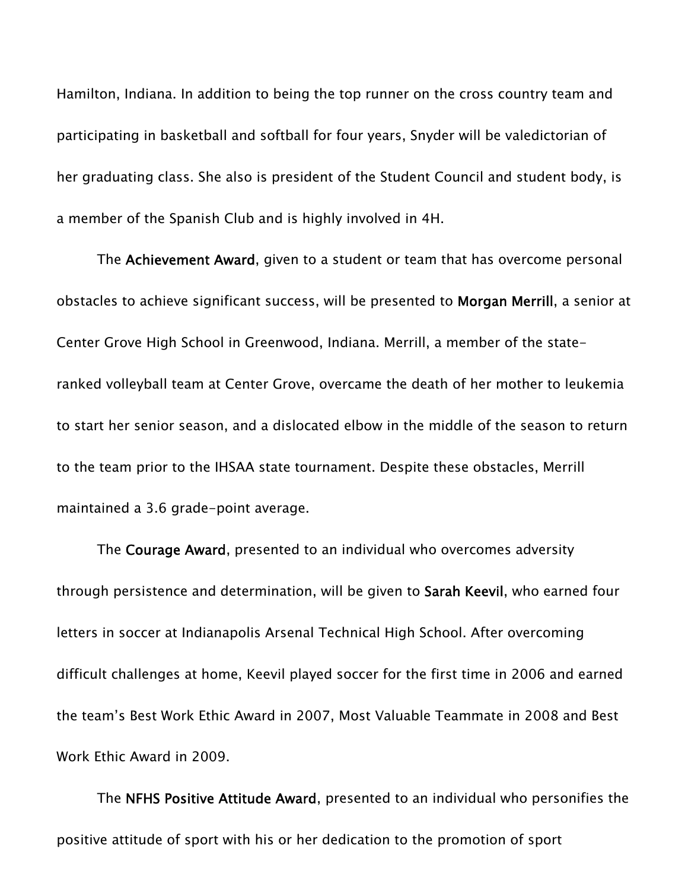Hamilton, Indiana. In addition to being the top runner on the cross country team and participating in basketball and softball for four years, Snyder will be valedictorian of her graduating class. She also is president of the Student Council and student body, is a member of the Spanish Club and is highly involved in 4H.

The **Achievement Award**, given to a student or team that has overcome personal obstacles to achieve significant success, will be presented to **Morgan Merrill**, a senior at Center Grove High School in Greenwood, Indiana. Merrill, a member of the state-ranked volleyball team at Center Grove, overcame the death of her mother to leukemia to start her senior season, and a dislocated elbow in the middle of the season to return to the team prior to the IHSAA state tournament. Despite these obstacles, Merrill maintained a 3.6 grade-point average.

The **Courage Award**, presented to an individual who overcomes adversity through persistence and determination, will be given to **Sarah Keevil**, who earned four letters in soccer at Indianapolis Arsenal Technical High School. After overcoming difficult challenges at home, Keevil played soccer for the first time in 2006 and earned the team's Best Work Ethic Award in 2007, Most Valuable Teammate in 2008 and Best Work Ethic Award in 2009.

The **NFHS Positive Attitude Award**, presented to an individual who personifies the positive attitude of sport with his or her dedication to the promotion of sport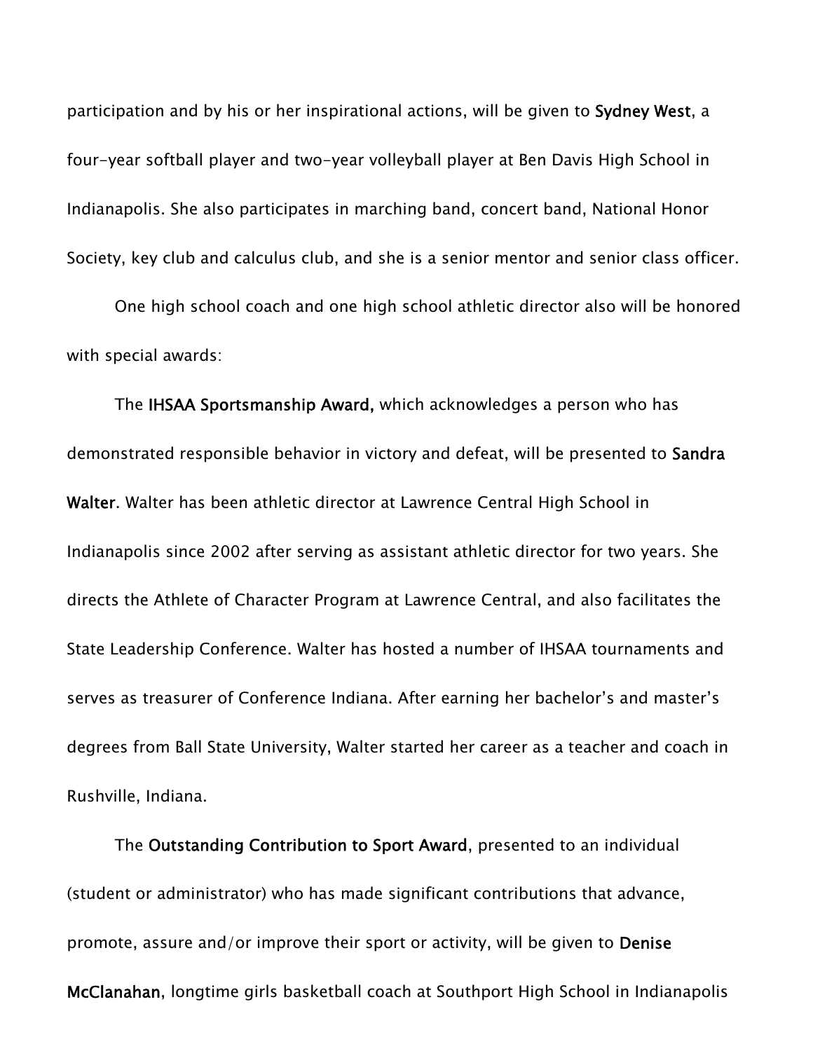participation and by his or her inspirational actions, will be given to **Sydney West**, a four-year softball player and two-year volleyball player at Ben Davis High School in Indianapolis. She also participates in marching band, concert band, National Honor Society, key club and calculus club, and she is a senior mentor and senior class officer.

One high school coach and one high school athletic director also will be honored with special awards:

The **IHSAA Sportsmanship Award,** which acknowledges a person who has demonstrated responsible behavior in victory and defeat, will be presented to **Sandra Walter**. Walter has been athletic director at Lawrence Central High School in Indianapolis since 2002 after serving as assistant athletic director for two years. She directs the Athlete of Character Program at Lawrence Central, and also facilitates the State Leadership Conference. Walter has hosted a number of IHSAA tournaments and serves as treasurer of Conference Indiana. After earning her bachelor's and master's degrees from Ball State University, Walter started her career as a teacher and coach in Rushville, Indiana.

The **Outstanding Contribution to Sport Award**, presented to an individual (student or administrator) who has made significant contributions that advance, promote, assure and/or improve their sport or activity, will be given to **Denise McClanahan**, longtime girls basketball coach at Southport High School in Indianapolis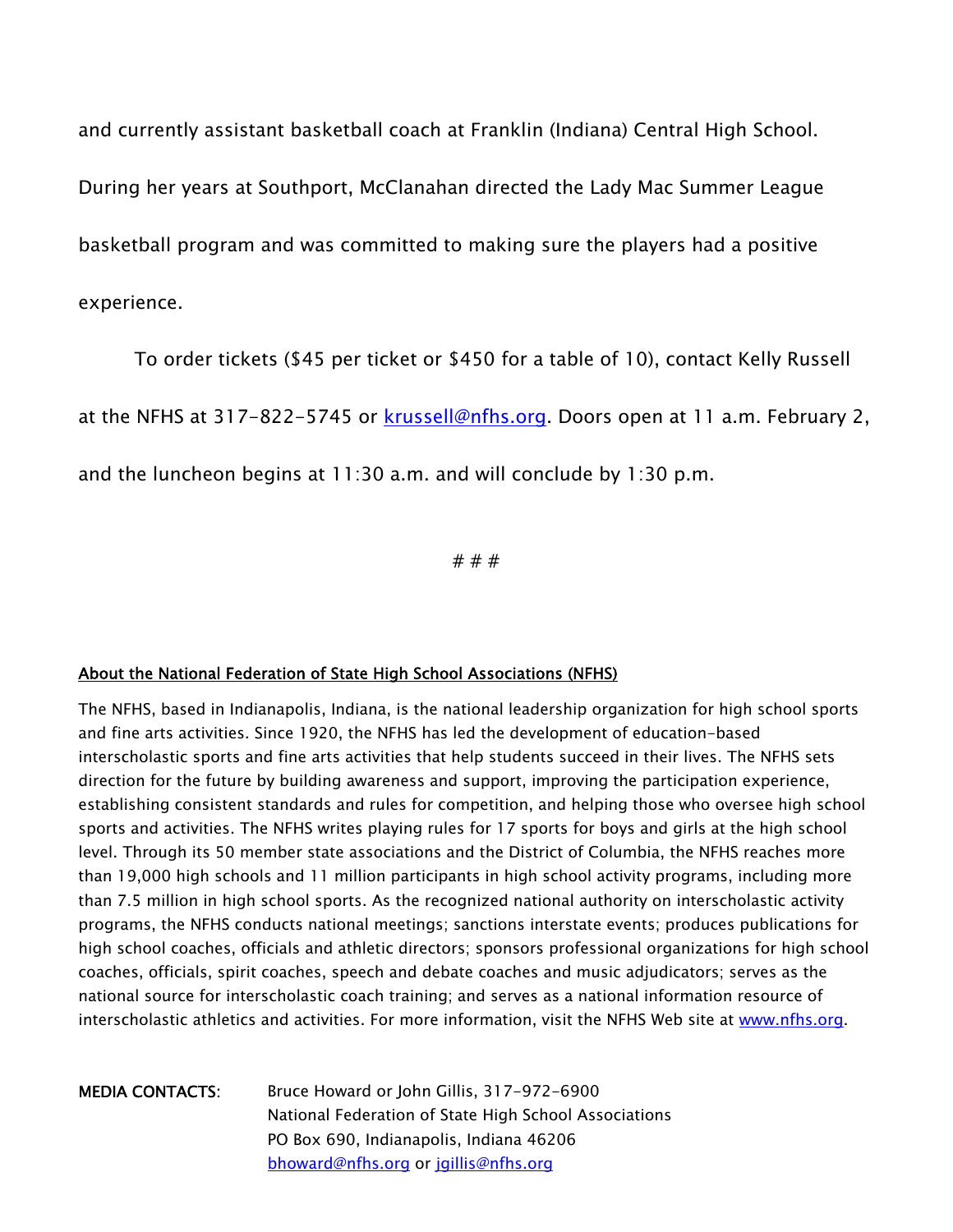and currently assistant basketball coach at Franklin (Indiana) Central High School. During her years at Southport, McClanahan directed the Lady Mac Summer League basketball program and was committed to making sure the players had a positive experience.

To order tickets ($45 per ticket or $450 for a table of 10), contact Kelly Russell at the NFHS at 317-822-5745 or krussell@nfhs.org. Doors open at 11 a.m. February 2, and the luncheon begins at 11:30 a.m. and will conclude by 1:30 p.m.

# # #

**About the National Federation of State High School Associations (NFHS)**

The NFHS, based in Indianapolis, Indiana, is the national leadership organization for high school sports and fine arts activities. Since 1920, the NFHS has led the development of education-based interscholastic sports and fine arts activities that help students succeed in their lives. The NFHS sets direction for the future by building awareness and support, improving the participation experience, establishing consistent standards and rules for competition, and helping those who oversee high school sports and activities. The NFHS writes playing rules for 17 sports for boys and girls at the high school level. Through its 50 member state associations and the District of Columbia, the NFHS reaches more than 19,000 high schools and 11 million participants in high school activity programs, including more than 7.5 million in high school sports. As the recognized national authority on interscholastic activity programs, the NFHS conducts national meetings; sanctions interstate events; produces publications for high school coaches, officials and athletic directors; sponsors professional organizations for high school coaches, officials, spirit coaches, speech and debate coaches and music adjudicators; serves as the national source for interscholastic coach training; and serves as a national information resource of interscholastic athletics and activities. For more information, visit the NFHS Web site at www.nfhs.org.

**MEDIA CONTACTS:** Bruce Howard or John Gillis, 317-972-6900
National Federation of State High School Associations
PO Box 690, Indianapolis, Indiana 46206
bhoward@nfhs.org or jgillis@nfhs.org